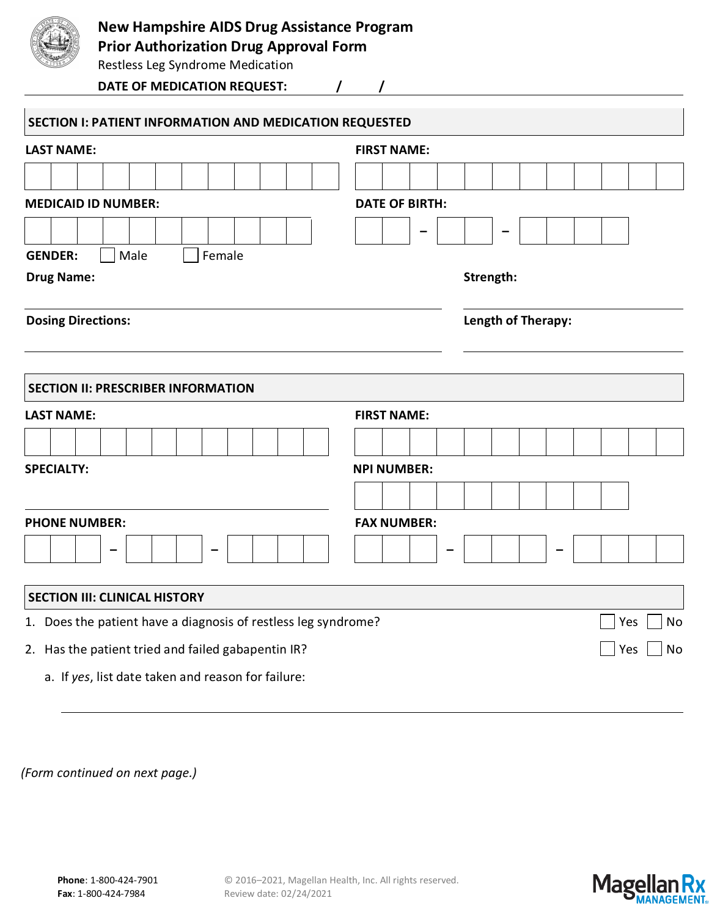# New Hampshire AIDS Drug Assistance Program
## Prior Authorization Drug Approval Form

Restless Leg Syndrome Medication

**DATE OF MEDICATION REQUEST:** / /

## SECTION I: PATIENT INFORMATION AND MEDICATION REQUESTED

**LAST NAME:**

**FIRST NAME:**

**MEDICAID ID NUMBER:**

**DATE OF BIRTH:** – –

**GENDER:** ☐ Male ☐ Female

**Drug Name:**

**Strength:**

**Dosing Directions:**

**Length of Therapy:**

## SECTION II: PRESCRIBER INFORMATION

**LAST NAME:**

**FIRST NAME:**

**SPECIALTY:**

**NPI NUMBER:**

**PHONE NUMBER:** – –

**FAX NUMBER:** – –

## SECTION III: CLINICAL HISTORY

1. Does the patient have a diagnosis of restless leg syndrome? ☐ Yes ☐ No
2. Has the patient tried and failed gabapentin IR? ☐ Yes ☐ No
   a. If *yes*, list date taken and reason for failure:

*(Form continued on next page.)*

**Phone**: 1-800-424-7901
**Fax**: 1-800-424-7984

© 2016–2021, Magellan Health, Inc. All rights reserved.
Review date: 02/24/2021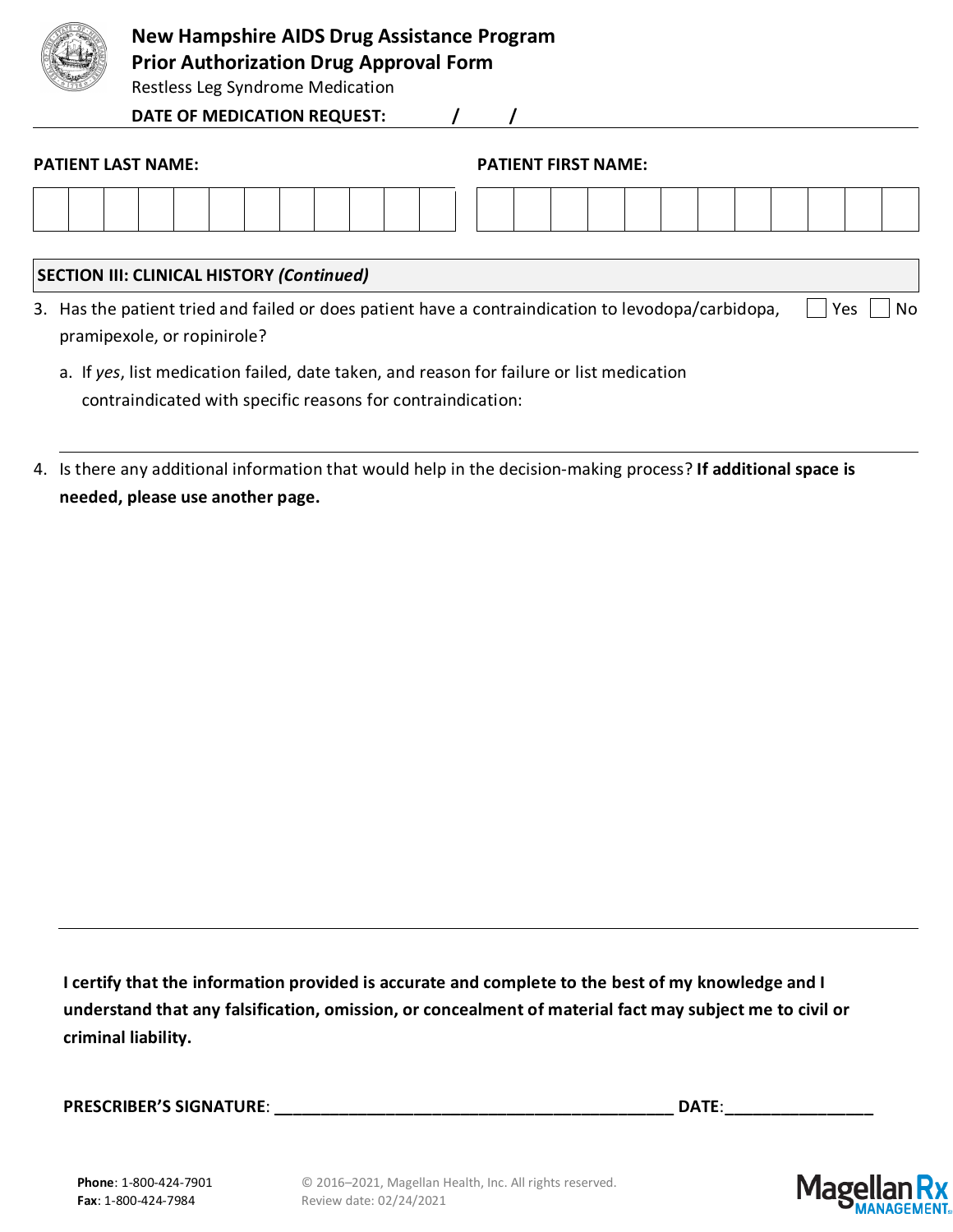# New Hampshire AIDS Drug Assistance Program
## Prior Authorization Drug Approval Form

Restless Leg Syndrome Medication

**DATE OF MEDICATION REQUEST:** / /

**PATIENT LAST NAME:**

**PATIENT FIRST NAME:**

## SECTION III: CLINICAL HISTORY *(Continued)*

3. Has the patient tried and failed or does patient have a contraindication to levodopa/carbidopa, pramipexole, or ropinirole? ☐ Yes ☐ No

   a. If *yes*, list medication failed, date taken, and reason for failure or list medication contraindicated with specific reasons for contraindication:

4. Is there any additional information that would help in the decision-making process? **If additional space is needed, please use another page.**

**I certify that the information provided is accurate and complete to the best of my knowledge and I understand that any falsification, omission, or concealment of material fact may subject me to civil or criminal liability.**

**PRESCRIBER'S SIGNATURE**: ____________________________________________ **DATE**:_______________

**Phone**: 1-800-424-7901
**Fax**: 1-800-424-7984

© 2016–2021, Magellan Health, Inc. All rights reserved.
Review date: 02/24/2021

Magellan Rx MANAGEMENT